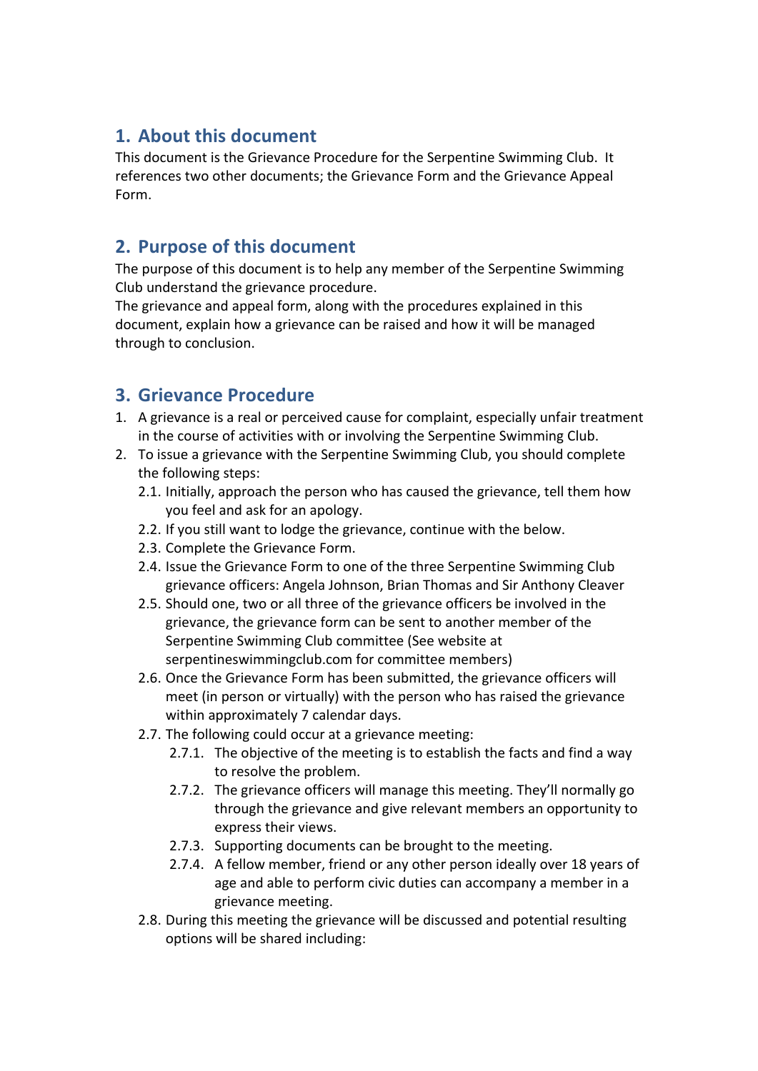## 1. About this document

This document is the Grievance Procedure for the Serpentine Swimming Club. It references two other documents; the Grievance Form and the Grievance Appeal Form.

## 2. Purpose of this document

The purpose of this document is to help any member of the Serpentine Swimming Club understand the grievance procedure.

The grievance and appeal form, along with the procedures explained in this document, explain how a grievance can be raised and how it will be managed through to conclusion.

## 3. Grievance Procedure

1. A grievance is a real or perceived cause for complaint, especially unfair treatment in the course of activities with or involving the Serpentine Swimming Club.
2. To issue a grievance with the Serpentine Swimming Club, you should complete the following steps:
   - 2.1. Initially, approach the person who has caused the grievance, tell them how you feel and ask for an apology.
   - 2.2. If you still want to lodge the grievance, continue with the below.
   - 2.3. Complete the Grievance Form.
   - 2.4. Issue the Grievance Form to one of the three Serpentine Swimming Club grievance officers: Angela Johnson, Brian Thomas and Sir Anthony Cleaver
   - 2.5. Should one, two or all three of the grievance officers be involved in the grievance, the grievance form can be sent to another member of the Serpentine Swimming Club committee (See website at serpentineswimmingclub.com for committee members)
   - 2.6. Once the Grievance Form has been submitted, the grievance officers will meet (in person or virtually) with the person who has raised the grievance within approximately 7 calendar days.
   - 2.7. The following could occur at a grievance meeting:
     - 2.7.1. The objective of the meeting is to establish the facts and find a way to resolve the problem.
     - 2.7.2. The grievance officers will manage this meeting. They'll normally go through the grievance and give relevant members an opportunity to express their views.
     - 2.7.3. Supporting documents can be brought to the meeting.
     - 2.7.4. A fellow member, friend or any other person ideally over 18 years of age and able to perform civic duties can accompany a member in a grievance meeting.
   - 2.8. During this meeting the grievance will be discussed and potential resulting options will be shared including: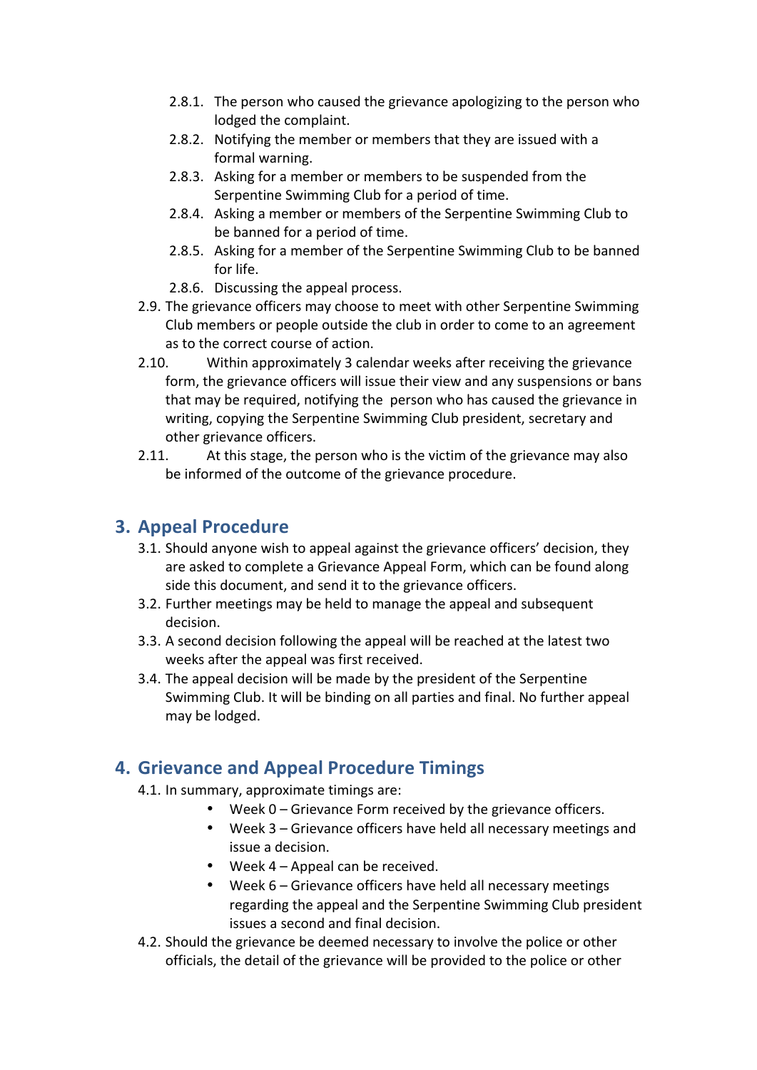2.8.1. The person who caused the grievance apologizing to the person who lodged the complaint.
2.8.2. Notifying the member or members that they are issued with a formal warning.
2.8.3. Asking for a member or members to be suspended from the Serpentine Swimming Club for a period of time.
2.8.4. Asking a member or members of the Serpentine Swimming Club to be banned for a period of time.
2.8.5. Asking for a member of the Serpentine Swimming Club to be banned for life.
2.8.6. Discussing the appeal process.

2.9. The grievance officers may choose to meet with other Serpentine Swimming Club members or people outside the club in order to come to an agreement as to the correct course of action.

2.10. Within approximately 3 calendar weeks after receiving the grievance form, the grievance officers will issue their view and any suspensions or bans that may be required, notifying the person who has caused the grievance in writing, copying the Serpentine Swimming Club president, secretary and other grievance officers.

2.11. At this stage, the person who is the victim of the grievance may also be informed of the outcome of the grievance procedure.

## 3. Appeal Procedure

3.1. Should anyone wish to appeal against the grievance officers' decision, they are asked to complete a Grievance Appeal Form, which can be found along side this document, and send it to the grievance officers.

3.2. Further meetings may be held to manage the appeal and subsequent decision.

3.3. A second decision following the appeal will be reached at the latest two weeks after the appeal was first received.

3.4. The appeal decision will be made by the president of the Serpentine Swimming Club. It will be binding on all parties and final. No further appeal may be lodged.

## 4. Grievance and Appeal Procedure Timings

4.1. In summary, approximate timings are:

- Week 0 – Grievance Form received by the grievance officers.
- Week 3 – Grievance officers have held all necessary meetings and issue a decision.
- Week 4 – Appeal can be received.
- Week 6 – Grievance officers have held all necessary meetings regarding the appeal and the Serpentine Swimming Club president issues a second and final decision.

4.2. Should the grievance be deemed necessary to involve the police or other officials, the detail of the grievance will be provided to the police or other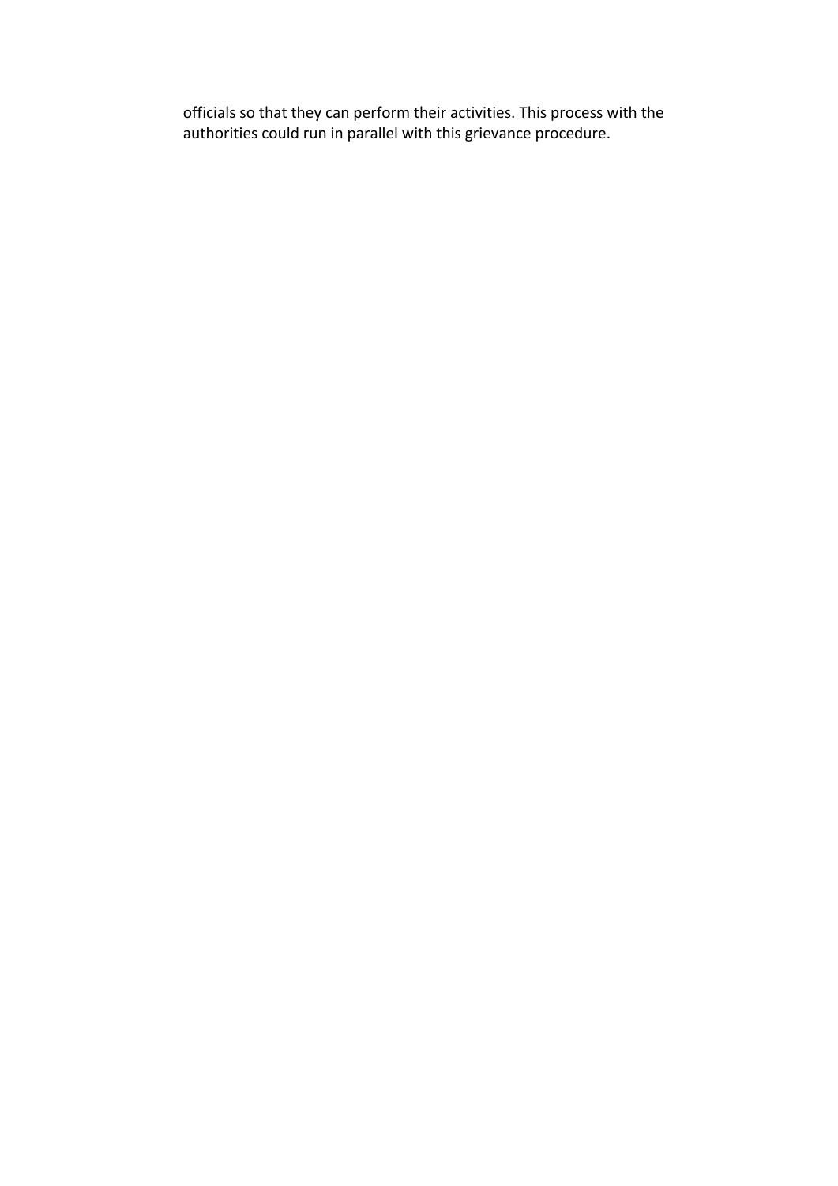officials so that they can perform their activities. This process with the authorities could run in parallel with this grievance procedure.